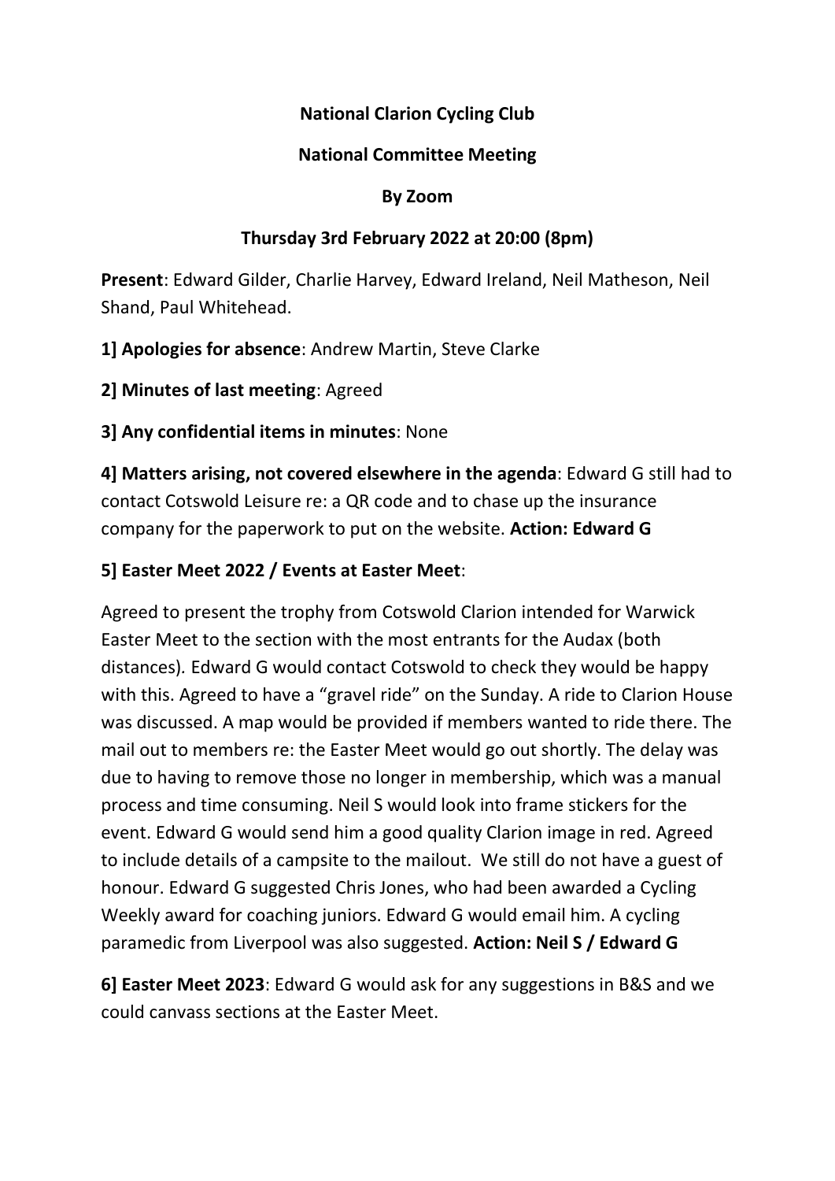**National Clarion Cycling Club**

**National Committee Meeting**

**By Zoom**

**Thursday 3rd February 2022 at 20:00 (8pm)**

**Present**: Edward Gilder, Charlie Harvey, Edward Ireland, Neil Matheson, Neil Shand, Paul Whitehead.

**1] Apologies for absence**: Andrew Martin, Steve Clarke

**2] Minutes of last meeting**: Agreed

**3] Any confidential items in minutes**: None

**4] Matters arising, not covered elsewhere in the agenda**: Edward G still had to contact Cotswold Leisure re: a QR code and to chase up the insurance company for the paperwork to put on the website. **Action: Edward G**

**5] Easter Meet 2022 / Events at Easter Meet**:

Agreed to present the trophy from Cotswold Clarion intended for Warwick Easter Meet to the section with the most entrants for the Audax (both distances). Edward G would contact Cotswold to check they would be happy with this. Agreed to have a "gravel ride" on the Sunday. A ride to Clarion House was discussed. A map would be provided if members wanted to ride there. The mail out to members re: the Easter Meet would go out shortly. The delay was due to having to remove those no longer in membership, which was a manual process and time consuming. Neil S would look into frame stickers for the event. Edward G would send him a good quality Clarion image in red. Agreed to include details of a campsite to the mailout. We still do not have a guest of honour. Edward G suggested Chris Jones, who had been awarded a Cycling Weekly award for coaching juniors. Edward G would email him. A cycling paramedic from Liverpool was also suggested. **Action: Neil S / Edward G**

**6] Easter Meet 2023**: Edward G would ask for any suggestions in B&S and we could canvass sections at the Easter Meet.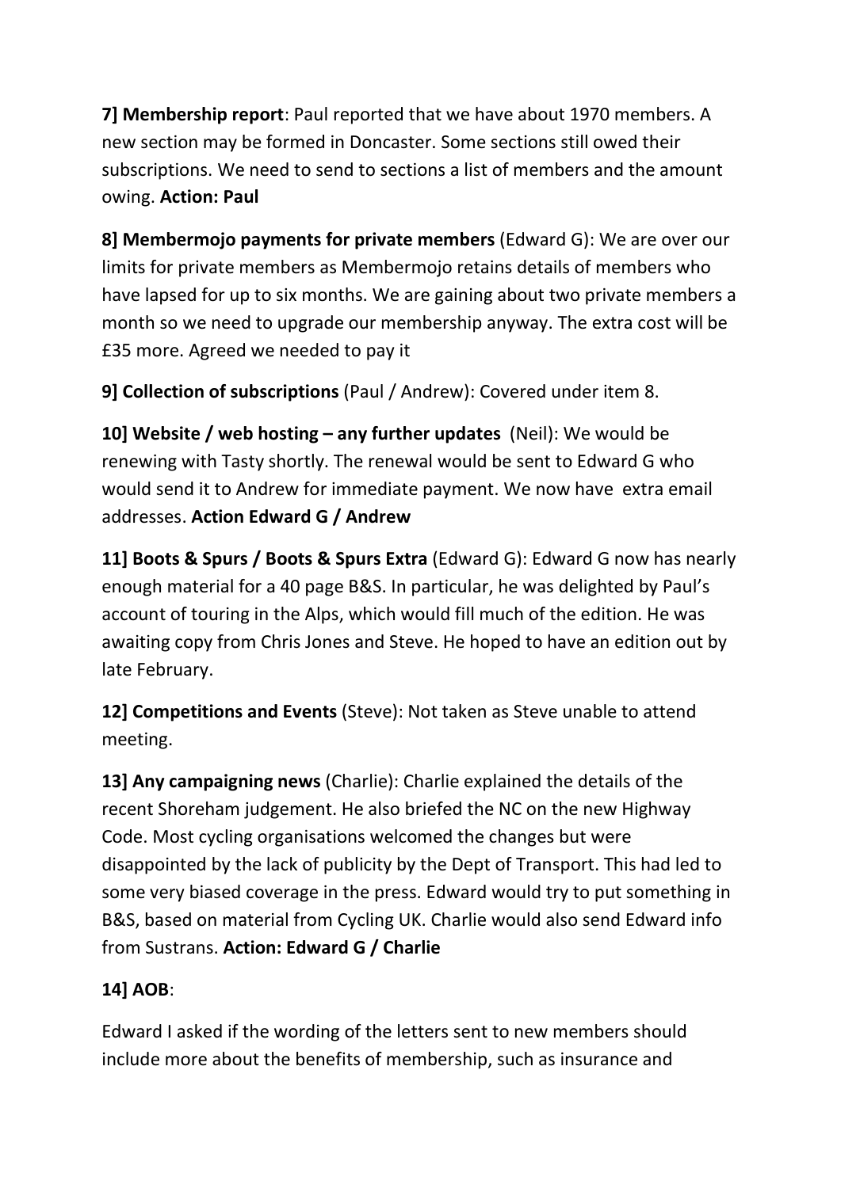**7] Membership report**: Paul reported that we have about 1970 members. A new section may be formed in Doncaster. Some sections still owed their subscriptions. We need to send to sections a list of members and the amount owing. **Action: Paul**

**8] Membermojo payments for private members** (Edward G): We are over our limits for private members as Membermojo retains details of members who have lapsed for up to six months. We are gaining about two private members a month so we need to upgrade our membership anyway. The extra cost will be £35 more. Agreed we needed to pay it

**9] Collection of subscriptions** (Paul / Andrew): Covered under item 8.

**10] Website / web hosting – any further updates** (Neil): We would be renewing with Tasty shortly. The renewal would be sent to Edward G who would send it to Andrew for immediate payment. We now have extra email addresses. **Action Edward G / Andrew**

**11] Boots & Spurs / Boots & Spurs Extra** (Edward G): Edward G now has nearly enough material for a 40 page B&S. In particular, he was delighted by Paul's account of touring in the Alps, which would fill much of the edition. He was awaiting copy from Chris Jones and Steve. He hoped to have an edition out by late February.

**12] Competitions and Events** (Steve): Not taken as Steve unable to attend meeting.

**13] Any campaigning news** (Charlie): Charlie explained the details of the recent Shoreham judgement. He also briefed the NC on the new Highway Code. Most cycling organisations welcomed the changes but were disappointed by the lack of publicity by the Dept of Transport. This had led to some very biased coverage in the press. Edward would try to put something in B&S, based on material from Cycling UK. Charlie would also send Edward info from Sustrans. **Action: Edward G / Charlie**

**14] AOB**:

Edward I asked if the wording of the letters sent to new members should include more about the benefits of membership, such as insurance and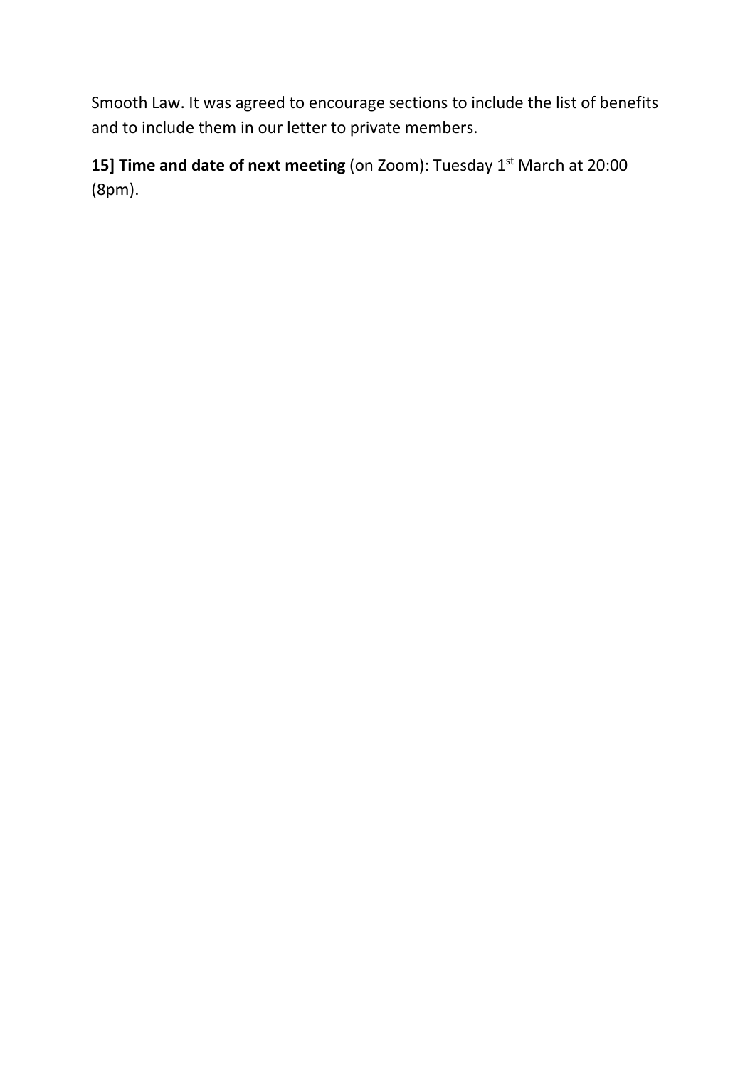Smooth Law. It was agreed to encourage sections to include the list of benefits and to include them in our letter to private members.

**15] Time and date of next meeting** (on Zoom): Tuesday 1st March at 20:00 (8pm).